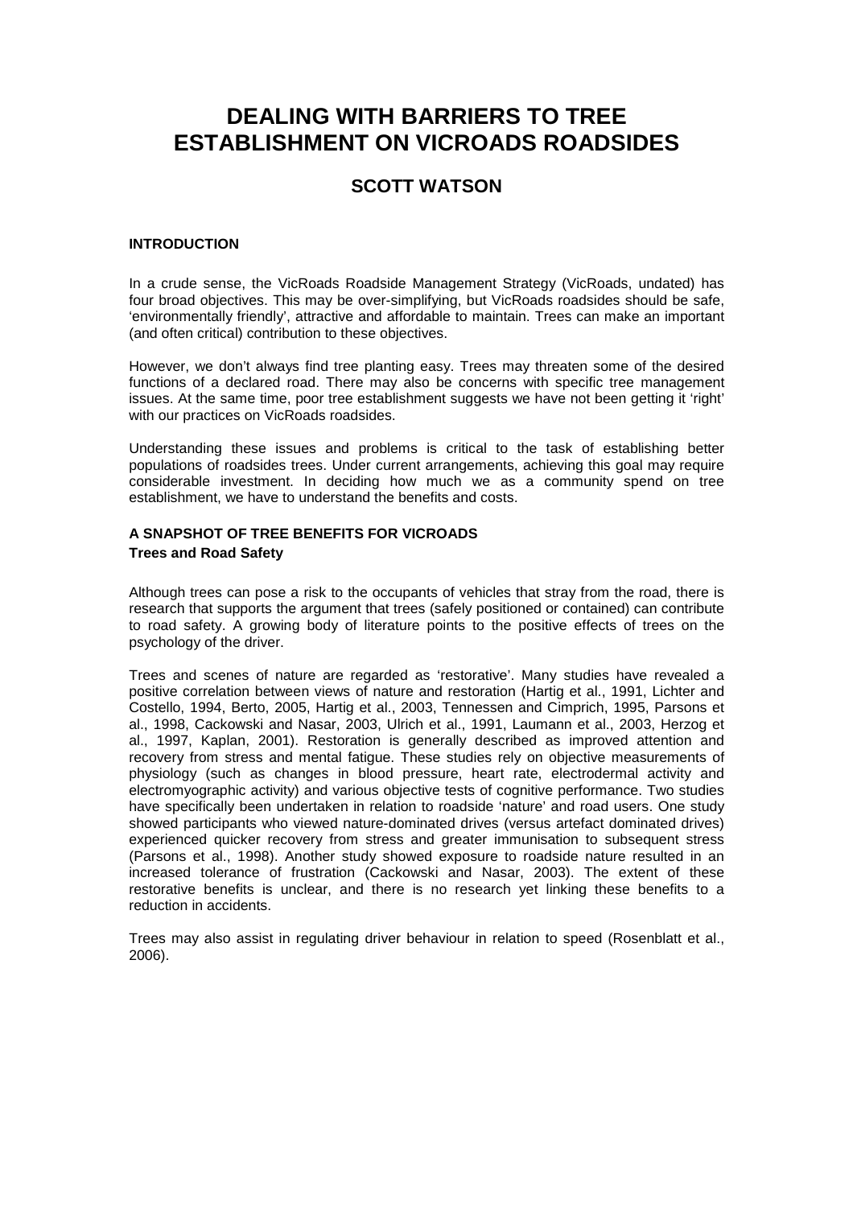# DEALING WITH BARRIERS TO TREE ESTABLISHMENT ON VICROADS ROADSIDES

## SCOTT WATSON

### INTRODUCTION

In a crude sense, the VicRoads Roadside Management Strategy (VicRoads, undated) has four broad objectives. This may be over-simplifying, but VicRoads roadsides should be safe, 'environmentally friendly', attractive and affordable to maintain. Trees can make an important (and often critical) contribution to these objectives.

However, we don't always find tree planting easy. Trees may threaten some of the desired functions of a declared road. There may also be concerns with specific tree management issues. At the same time, poor tree establishment suggests we have not been getting it 'right' with our practices on VicRoads roadsides.

Understanding these issues and problems is critical to the task of establishing better populations of roadsides trees. Under current arrangements, achieving this goal may require considerable investment. In deciding how much we as a community spend on tree establishment, we have to understand the benefits and costs.

### A SNAPSHOT OF TREE BENEFITS FOR VICROADS

#### Trees and Road Safety

Although trees can pose a risk to the occupants of vehicles that stray from the road, there is research that supports the argument that trees (safely positioned or contained) can contribute to road safety. A growing body of literature points to the positive effects of trees on the psychology of the driver.

Trees and scenes of nature are regarded as 'restorative'. Many studies have revealed a positive correlation between views of nature and restoration (Hartig et al., 1991, Lichter and Costello, 1994, Berto, 2005, Hartig et al., 2003, Tennessen and Cimprich, 1995, Parsons et al., 1998, Cackowski and Nasar, 2003, Ulrich et al., 1991, Laumann et al., 2003, Herzog et al., 1997, Kaplan, 2001). Restoration is generally described as improved attention and recovery from stress and mental fatigue. These studies rely on objective measurements of physiology (such as changes in blood pressure, heart rate, electrodermal activity and electromyographic activity) and various objective tests of cognitive performance. Two studies have specifically been undertaken in relation to roadside 'nature' and road users. One study showed participants who viewed nature-dominated drives (versus artefact dominated drives) experienced quicker recovery from stress and greater immunisation to subsequent stress (Parsons et al., 1998). Another study showed exposure to roadside nature resulted in an increased tolerance of frustration (Cackowski and Nasar, 2003). The extent of these restorative benefits is unclear, and there is no research yet linking these benefits to a reduction in accidents.

Trees may also assist in regulating driver behaviour in relation to speed (Rosenblatt et al., 2006).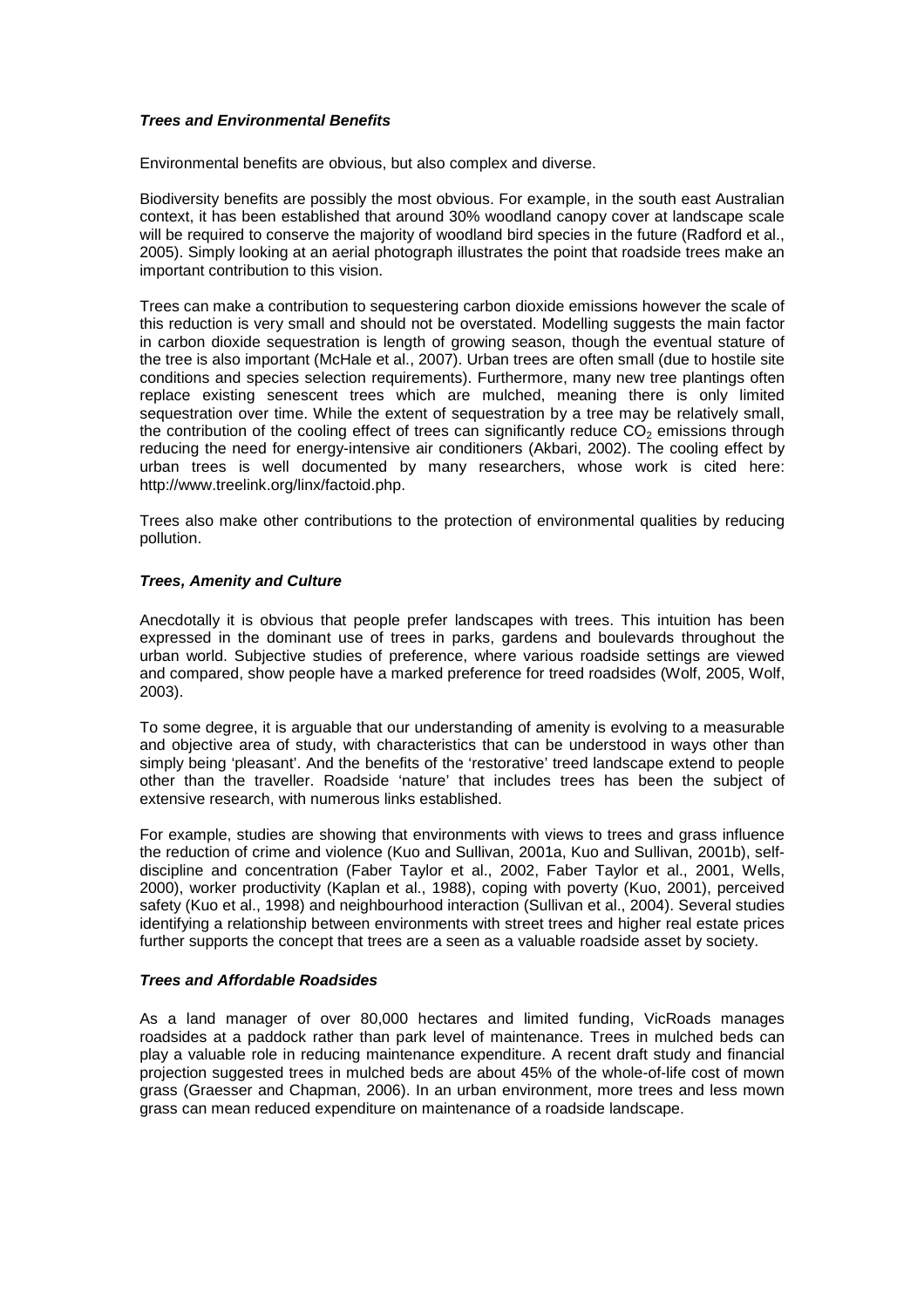### ***Trees and Environmental Benefits***

Environmental benefits are obvious, but also complex and diverse.

Biodiversity benefits are possibly the most obvious. For example, in the south east Australian context, it has been established that around 30% woodland canopy cover at landscape scale will be required to conserve the majority of woodland bird species in the future (Radford et al., 2005). Simply looking at an aerial photograph illustrates the point that roadside trees make an important contribution to this vision.

Trees can make a contribution to sequestering carbon dioxide emissions however the scale of this reduction is very small and should not be overstated. Modelling suggests the main factor in carbon dioxide sequestration is length of growing season, though the eventual stature of the tree is also important (McHale et al., 2007). Urban trees are often small (due to hostile site conditions and species selection requirements). Furthermore, many new tree plantings often replace existing senescent trees which are mulched, meaning there is only limited sequestration over time. While the extent of sequestration by a tree may be relatively small, the contribution of the cooling effect of trees can significantly reduce $CO_2$ emissions through reducing the need for energy-intensive air conditioners (Akbari, 2002). The cooling effect by urban trees is well documented by many researchers, whose work is cited here: http://www.treelink.org/linx/factoid.php.

Trees also make other contributions to the protection of environmental qualities by reducing pollution.

### ***Trees, Amenity and Culture***

Anecdotally it is obvious that people prefer landscapes with trees. This intuition has been expressed in the dominant use of trees in parks, gardens and boulevards throughout the urban world. Subjective studies of preference, where various roadside settings are viewed and compared, show people have a marked preference for treed roadsides (Wolf, 2005, Wolf, 2003).

To some degree, it is arguable that our understanding of amenity is evolving to a measurable and objective area of study, with characteristics that can be understood in ways other than simply being 'pleasant'. And the benefits of the 'restorative' treed landscape extend to people other than the traveller. Roadside 'nature' that includes trees has been the subject of extensive research, with numerous links established.

For example, studies are showing that environments with views to trees and grass influence the reduction of crime and violence (Kuo and Sullivan, 2001a, Kuo and Sullivan, 2001b), self-discipline and concentration (Faber Taylor et al., 2002, Faber Taylor et al., 2001, Wells, 2000), worker productivity (Kaplan et al., 1988), coping with poverty (Kuo, 2001), perceived safety (Kuo et al., 1998) and neighbourhood interaction (Sullivan et al., 2004). Several studies identifying a relationship between environments with street trees and higher real estate prices further supports the concept that trees are a seen as a valuable roadside asset by society.

### ***Trees and Affordable Roadsides***

As a land manager of over 80,000 hectares and limited funding, VicRoads manages roadsides at a paddock rather than park level of maintenance. Trees in mulched beds can play a valuable role in reducing maintenance expenditure. A recent draft study and financial projection suggested trees in mulched beds are about 45% of the whole-of-life cost of mown grass (Graesser and Chapman, 2006). In an urban environment, more trees and less mown grass can mean reduced expenditure on maintenance of a roadside landscape.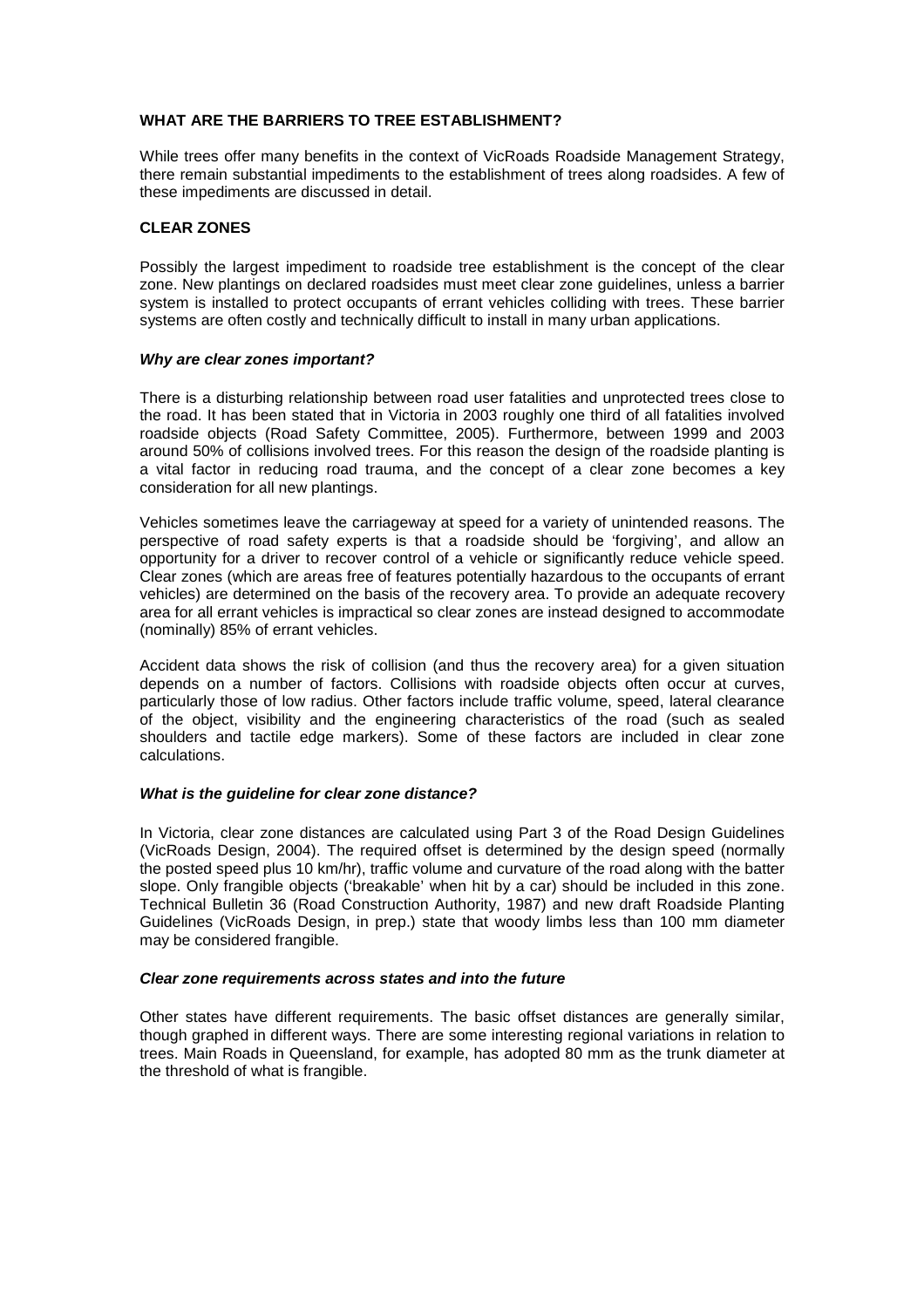## WHAT ARE THE BARRIERS TO TREE ESTABLISHMENT?

While trees offer many benefits in the context of VicRoads Roadside Management Strategy, there remain substantial impediments to the establishment of trees along roadsides. A few of these impediments are discussed in detail.

## CLEAR ZONES

Possibly the largest impediment to roadside tree establishment is the concept of the clear zone. New plantings on declared roadsides must meet clear zone guidelines, unless a barrier system is installed to protect occupants of errant vehicles colliding with trees. These barrier systems are often costly and technically difficult to install in many urban applications.

### *Why are clear zones important?*

There is a disturbing relationship between road user fatalities and unprotected trees close to the road. It has been stated that in Victoria in 2003 roughly one third of all fatalities involved roadside objects (Road Safety Committee, 2005). Furthermore, between 1999 and 2003 around 50% of collisions involved trees. For this reason the design of the roadside planting is a vital factor in reducing road trauma, and the concept of a clear zone becomes a key consideration for all new plantings.

Vehicles sometimes leave the carriageway at speed for a variety of unintended reasons. The perspective of road safety experts is that a roadside should be 'forgiving', and allow an opportunity for a driver to recover control of a vehicle or significantly reduce vehicle speed. Clear zones (which are areas free of features potentially hazardous to the occupants of errant vehicles) are determined on the basis of the recovery area. To provide an adequate recovery area for all errant vehicles is impractical so clear zones are instead designed to accommodate (nominally) 85% of errant vehicles.

Accident data shows the risk of collision (and thus the recovery area) for a given situation depends on a number of factors. Collisions with roadside objects often occur at curves, particularly those of low radius. Other factors include traffic volume, speed, lateral clearance of the object, visibility and the engineering characteristics of the road (such as sealed shoulders and tactile edge markers). Some of these factors are included in clear zone calculations.

### *What is the guideline for clear zone distance?*

In Victoria, clear zone distances are calculated using Part 3 of the Road Design Guidelines (VicRoads Design, 2004). The required offset is determined by the design speed (normally the posted speed plus 10 km/hr), traffic volume and curvature of the road along with the batter slope. Only frangible objects ('breakable' when hit by a car) should be included in this zone. Technical Bulletin 36 (Road Construction Authority, 1987) and new draft Roadside Planting Guidelines (VicRoads Design, in prep.) state that woody limbs less than 100 mm diameter may be considered frangible.

### *Clear zone requirements across states and into the future*

Other states have different requirements. The basic offset distances are generally similar, though graphed in different ways. There are some interesting regional variations in relation to trees. Main Roads in Queensland, for example, has adopted 80 mm as the trunk diameter at the threshold of what is frangible.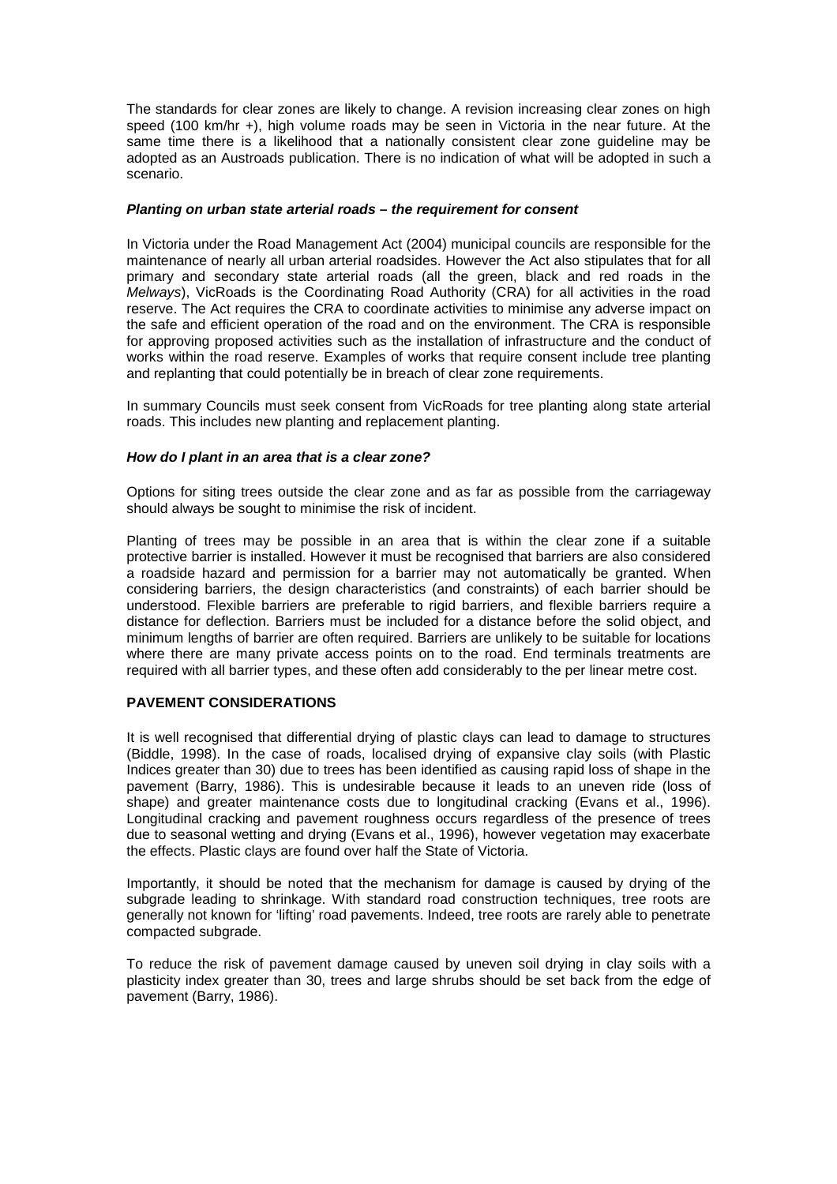The standards for clear zones are likely to change. A revision increasing clear zones on high speed (100 km/hr +), high volume roads may be seen in Victoria in the near future. At the same time there is a likelihood that a nationally consistent clear zone guideline may be adopted as an Austroads publication. There is no indication of what will be adopted in such a scenario.

### *Planting on urban state arterial roads – the requirement for consent*

In Victoria under the Road Management Act (2004) municipal councils are responsible for the maintenance of nearly all urban arterial roadsides. However the Act also stipulates that for all primary and secondary state arterial roads (all the green, black and red roads in the *Melways*), VicRoads is the Coordinating Road Authority (CRA) for all activities in the road reserve. The Act requires the CRA to coordinate activities to minimise any adverse impact on the safe and efficient operation of the road and on the environment. The CRA is responsible for approving proposed activities such as the installation of infrastructure and the conduct of works within the road reserve. Examples of works that require consent include tree planting and replanting that could potentially be in breach of clear zone requirements.

In summary Councils must seek consent from VicRoads for tree planting along state arterial roads. This includes new planting and replacement planting.

### *How do I plant in an area that is a clear zone?*

Options for siting trees outside the clear zone and as far as possible from the carriageway should always be sought to minimise the risk of incident.

Planting of trees may be possible in an area that is within the clear zone if a suitable protective barrier is installed. However it must be recognised that barriers are also considered a roadside hazard and permission for a barrier may not automatically be granted. When considering barriers, the design characteristics (and constraints) of each barrier should be understood. Flexible barriers are preferable to rigid barriers, and flexible barriers require a distance for deflection. Barriers must be included for a distance before the solid object, and minimum lengths of barrier are often required. Barriers are unlikely to be suitable for locations where there are many private access points on to the road. End terminals treatments are required with all barrier types, and these often add considerably to the per linear metre cost.

## PAVEMENT CONSIDERATIONS

It is well recognised that differential drying of plastic clays can lead to damage to structures (Biddle, 1998). In the case of roads, localised drying of expansive clay soils (with Plastic Indices greater than 30) due to trees has been identified as causing rapid loss of shape in the pavement (Barry, 1986). This is undesirable because it leads to an uneven ride (loss of shape) and greater maintenance costs due to longitudinal cracking (Evans et al., 1996). Longitudinal cracking and pavement roughness occurs regardless of the presence of trees due to seasonal wetting and drying (Evans et al., 1996), however vegetation may exacerbate the effects. Plastic clays are found over half the State of Victoria.

Importantly, it should be noted that the mechanism for damage is caused by drying of the subgrade leading to shrinkage. With standard road construction techniques, tree roots are generally not known for 'lifting' road pavements. Indeed, tree roots are rarely able to penetrate compacted subgrade.

To reduce the risk of pavement damage caused by uneven soil drying in clay soils with a plasticity index greater than 30, trees and large shrubs should be set back from the edge of pavement (Barry, 1986).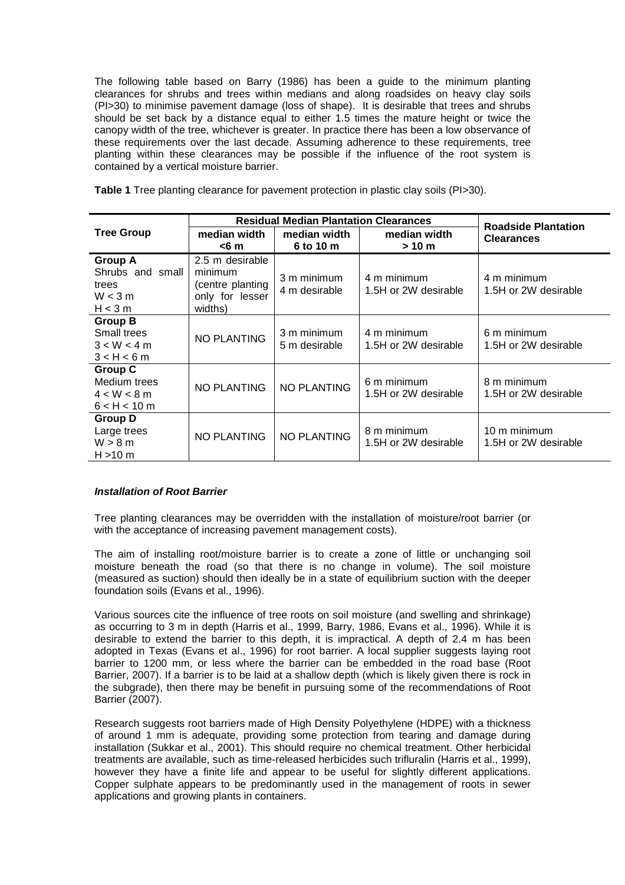The following table based on Barry (1986) has been a guide to the minimum planting clearances for shrubs and trees within medians and along roadsides on heavy clay soils (PI>30) to minimise pavement damage (loss of shape). It is desirable that trees and shrubs should be set back by a distance equal to either 1.5 times the mature height or twice the canopy width of the tree, whichever is greater. In practice there has been a low observance of these requirements over the last decade. Assuming adherence to these requirements, tree planting within these clearances may be possible if the influence of the root system is contained by a vertical moisture barrier.

**Table 1** Tree planting clearance for pavement protection in plastic clay soils (PI>30).

| Tree Group | Residual Median Plantation Clearances | | | Roadside Plantation Clearances |
|---|---|---|---|---|
| | median width <6 m | median width 6 to 10 m | median width > 10 m | |
| **Group A** Shrubs and small trees W < 3 m H < 3 m | 2.5 m desirable minimum (centre planting only for lesser widths) | 3 m minimum 4 m desirable | 4 m minimum 1.5H or 2W desirable | 4 m minimum 1.5H or 2W desirable |
| **Group B** Small trees 3 < W < 4 m 3 < H < 6 m | NO PLANTING | 3 m minimum 5 m desirable | 4 m minimum 1.5H or 2W desirable | 6 m minimum 1.5H or 2W desirable |
| **Group C** Medium trees 4 < W < 8 m 6 < H < 10 m | NO PLANTING | NO PLANTING | 6 m minimum 1.5H or 2W desirable | 8 m minimum 1.5H or 2W desirable |
| **Group D** Large trees W > 8 m H >10 m | NO PLANTING | NO PLANTING | 8 m minimum 1.5H or 2W desirable | 10 m minimum 1.5H or 2W desirable |

***Installation of Root Barrier***

Tree planting clearances may be overridden with the installation of moisture/root barrier (or with the acceptance of increasing pavement management costs).

The aim of installing root/moisture barrier is to create a zone of little or unchanging soil moisture beneath the road (so that there is no change in volume). The soil moisture (measured as suction) should then ideally be in a state of equilibrium suction with the deeper foundation soils (Evans et al., 1996).

Various sources cite the influence of tree roots on soil moisture (and swelling and shrinkage) as occurring to 3 m in depth (Harris et al., 1999, Barry, 1986, Evans et al., 1996). While it is desirable to extend the barrier to this depth, it is impractical. A depth of 2.4 m has been adopted in Texas (Evans et al., 1996) for root barrier. A local supplier suggests laying root barrier to 1200 mm, or less where the barrier can be embedded in the road base (Root Barrier, 2007). If a barrier is to be laid at a shallow depth (which is likely given there is rock in the subgrade), then there may be benefit in pursuing some of the recommendations of Root Barrier (2007).

Research suggests root barriers made of High Density Polyethylene (HDPE) with a thickness of around 1 mm is adequate, providing some protection from tearing and damage during installation (Sukkar et al., 2001). This should require no chemical treatment. Other herbicidal treatments are available, such as time-released herbicides such trifluralin (Harris et al., 1999), however they have a finite life and appear to be useful for slightly different applications. Copper sulphate appears to be predominantly used in the management of roots in sewer applications and growing plants in containers.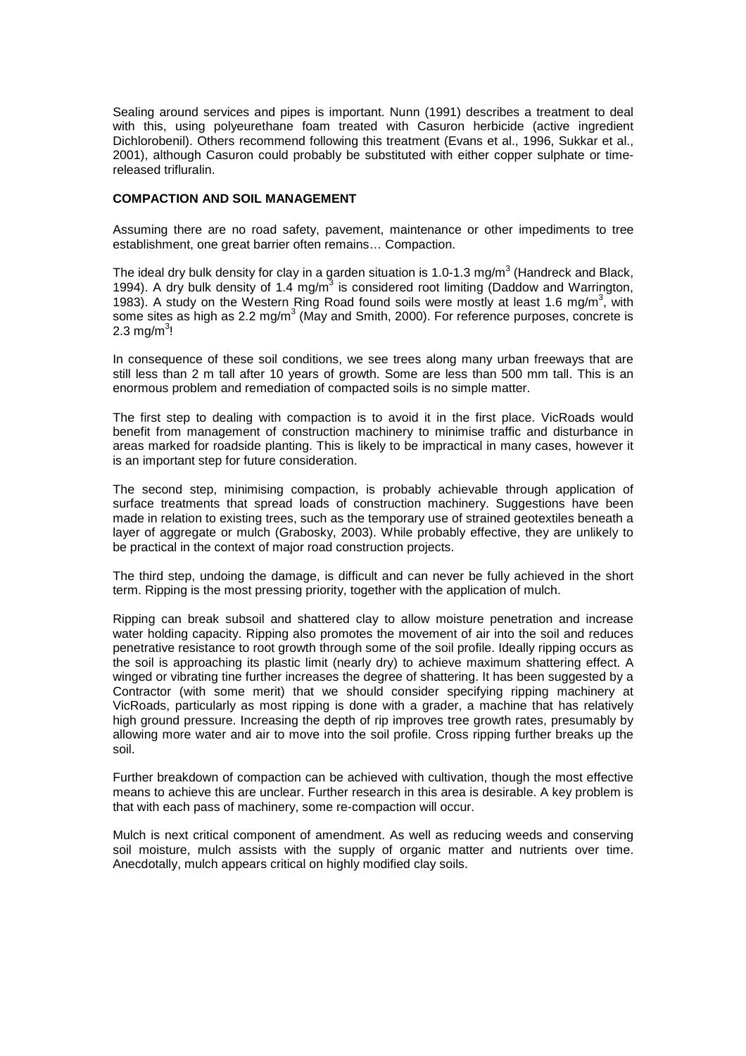Sealing around services and pipes is important. Nunn (1991) describes a treatment to deal with this, using polyeurethane foam treated with Casuron herbicide (active ingredient Dichlorobenil). Others recommend following this treatment (Evans et al., 1996, Sukkar et al., 2001), although Casuron could probably be substituted with either copper sulphate or time-released trifluralin.

**COMPACTION AND SOIL MANAGEMENT**

Assuming there are no road safety, pavement, maintenance or other impediments to tree establishment, one great barrier often remains… Compaction.

The ideal dry bulk density for clay in a garden situation is 1.0-1.3 mg/m$^3$ (Handreck and Black, 1994). A dry bulk density of 1.4 mg/m$^3$ is considered root limiting (Daddow and Warrington, 1983). A study on the Western Ring Road found soils were mostly at least 1.6 mg/m$^3$, with some sites as high as 2.2 mg/m$^3$ (May and Smith, 2000). For reference purposes, concrete is 2.3 mg/m$^3$!

In consequence of these soil conditions, we see trees along many urban freeways that are still less than 2 m tall after 10 years of growth. Some are less than 500 mm tall. This is an enormous problem and remediation of compacted soils is no simple matter.

The first step to dealing with compaction is to avoid it in the first place. VicRoads would benefit from management of construction machinery to minimise traffic and disturbance in areas marked for roadside planting. This is likely to be impractical in many cases, however it is an important step for future consideration.

The second step, minimising compaction, is probably achievable through application of surface treatments that spread loads of construction machinery. Suggestions have been made in relation to existing trees, such as the temporary use of strained geotextiles beneath a layer of aggregate or mulch (Grabosky, 2003). While probably effective, they are unlikely to be practical in the context of major road construction projects.

The third step, undoing the damage, is difficult and can never be fully achieved in the short term. Ripping is the most pressing priority, together with the application of mulch.

Ripping can break subsoil and shattered clay to allow moisture penetration and increase water holding capacity. Ripping also promotes the movement of air into the soil and reduces penetrative resistance to root growth through some of the soil profile. Ideally ripping occurs as the soil is approaching its plastic limit (nearly dry) to achieve maximum shattering effect. A winged or vibrating tine further increases the degree of shattering. It has been suggested by a Contractor (with some merit) that we should consider specifying ripping machinery at VicRoads, particularly as most ripping is done with a grader, a machine that has relatively high ground pressure. Increasing the depth of rip improves tree growth rates, presumably by allowing more water and air to move into the soil profile. Cross ripping further breaks up the soil.

Further breakdown of compaction can be achieved with cultivation, though the most effective means to achieve this are unclear. Further research in this area is desirable. A key problem is that with each pass of machinery, some re-compaction will occur.

Mulch is next critical component of amendment. As well as reducing weeds and conserving soil moisture, mulch assists with the supply of organic matter and nutrients over time. Anecdotally, mulch appears critical on highly modified clay soils.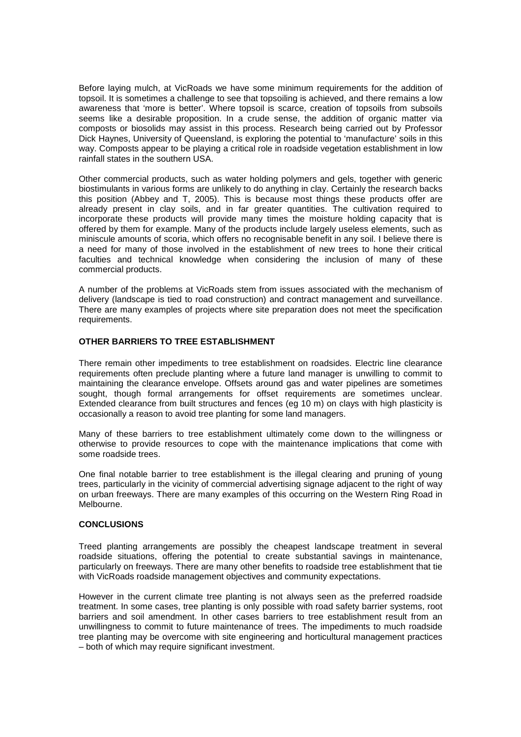Before laying mulch, at VicRoads we have some minimum requirements for the addition of topsoil. It is sometimes a challenge to see that topsoiling is achieved, and there remains a low awareness that 'more is better'. Where topsoil is scarce, creation of topsoils from subsoils seems like a desirable proposition. In a crude sense, the addition of organic matter via composts or biosolids may assist in this process. Research being carried out by Professor Dick Haynes, University of Queensland, is exploring the potential to 'manufacture' soils in this way. Composts appear to be playing a critical role in roadside vegetation establishment in low rainfall states in the southern USA.

Other commercial products, such as water holding polymers and gels, together with generic biostimulants in various forms are unlikely to do anything in clay. Certainly the research backs this position (Abbey and T, 2005). This is because most things these products offer are already present in clay soils, and in far greater quantities. The cultivation required to incorporate these products will provide many times the moisture holding capacity that is offered by them for example. Many of the products include largely useless elements, such as miniscule amounts of scoria, which offers no recognisable benefit in any soil. I believe there is a need for many of those involved in the establishment of new trees to hone their critical faculties and technical knowledge when considering the inclusion of many of these commercial products.

A number of the problems at VicRoads stem from issues associated with the mechanism of delivery (landscape is tied to road construction) and contract management and surveillance. There are many examples of projects where site preparation does not meet the specification requirements.

## OTHER BARRIERS TO TREE ESTABLISHMENT

There remain other impediments to tree establishment on roadsides. Electric line clearance requirements often preclude planting where a future land manager is unwilling to commit to maintaining the clearance envelope. Offsets around gas and water pipelines are sometimes sought, though formal arrangements for offset requirements are sometimes unclear. Extended clearance from built structures and fences (eg 10 m) on clays with high plasticity is occasionally a reason to avoid tree planting for some land managers.

Many of these barriers to tree establishment ultimately come down to the willingness or otherwise to provide resources to cope with the maintenance implications that come with some roadside trees.

One final notable barrier to tree establishment is the illegal clearing and pruning of young trees, particularly in the vicinity of commercial advertising signage adjacent to the right of way on urban freeways. There are many examples of this occurring on the Western Ring Road in Melbourne.

## CONCLUSIONS

Treed planting arrangements are possibly the cheapest landscape treatment in several roadside situations, offering the potential to create substantial savings in maintenance, particularly on freeways. There are many other benefits to roadside tree establishment that tie with VicRoads roadside management objectives and community expectations.

However in the current climate tree planting is not always seen as the preferred roadside treatment. In some cases, tree planting is only possible with road safety barrier systems, root barriers and soil amendment. In other cases barriers to tree establishment result from an unwillingness to commit to future maintenance of trees. The impediments to much roadside tree planting may be overcome with site engineering and horticultural management practices – both of which may require significant investment.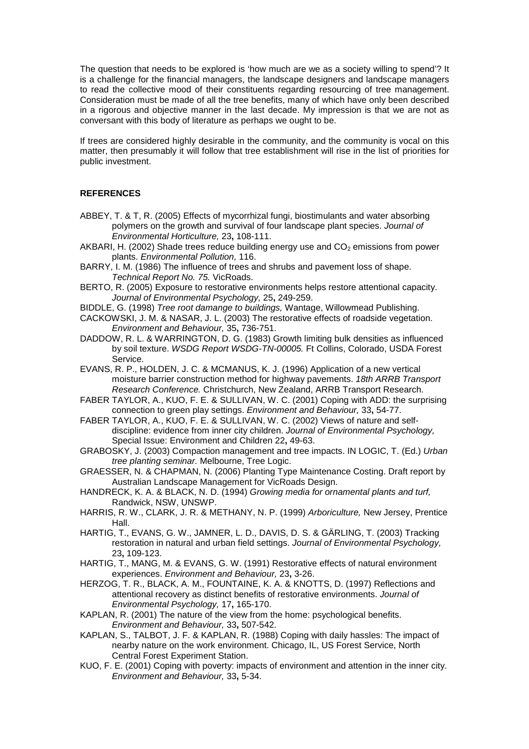The question that needs to be explored is 'how much are we as a society willing to spend'? It is a challenge for the financial managers, the landscape designers and landscape managers to read the collective mood of their constituents regarding resourcing of tree management. Consideration must be made of all the tree benefits, many of which have only been described in a rigorous and objective manner in the last decade. My impression is that we are not as conversant with this body of literature as perhaps we ought to be.

If trees are considered highly desirable in the community, and the community is vocal on this matter, then presumably it will follow that tree establishment will rise in the list of priorities for public investment.

## REFERENCES

ABBEY, T. & T, R. (2005) Effects of mycorrhizal fungi, biostimulants and water absorbing polymers on the growth and survival of four landscape plant species. *Journal of Environmental Horticulture,* 23**,** 108-111.

AKBARI, H. (2002) Shade trees reduce building energy use and $CO_2$ emissions from power plants. *Environmental Pollution,* 116.

BARRY, I. M. (1986) The influence of trees and shrubs and pavement loss of shape. *Technical Report No. 75.* VicRoads.

BERTO, R. (2005) Exposure to restorative environments helps restore attentional capacity. *Journal of Environmental Psychology,* 25**,** 249-259.

BIDDLE, G. (1998) *Tree root damange to buildings,* Wantage, Willowmead Publishing.

CACKOWSKI, J. M. & NASAR, J. L. (2003) The restorative effects of roadside vegetation. *Environment and Behaviour,* 35**,** 736-751.

DADDOW, R. L. & WARRINGTON, D. G. (1983) Growth limiting bulk densities as influenced by soil texture. *WSDG Report WSDG-TN-00005.* Ft Collins, Colorado, USDA Forest Service.

EVANS, R. P., HOLDEN, J. C. & MCMANUS, K. J. (1996) Application of a new vertical moisture barrier construction method for highway pavements. *18th ARRB Transport Research Conference.* Christchurch, New Zealand, ARRB Transport Research.

FABER TAYLOR, A., KUO, F. E. & SULLIVAN, W. C. (2001) Coping with ADD: the surprising connection to green play settings. *Environment and Behaviour,* 33**,** 54-77.

FABER TAYLOR, A., KUO, F. E. & SULLIVAN, W. C. (2002) Views of nature and self-discipline: evidence from inner city children. *Journal of Environmental Psychology,* Special Issue: Environment and Children 22**,** 49-63.

GRABOSKY, J. (2003) Compaction management and tree impacts. IN LOGIC, T. (Ed.) *Urban tree planting seminar.* Melbourne, Tree Logic.

GRAESSER, N. & CHAPMAN, N. (2006) Planting Type Maintenance Costing. Draft report by Australian Landscape Management for VicRoads Design.

HANDRECK, K. A. & BLACK, N. D. (1994) *Growing media for ornamental plants and turf,* Randwick, NSW, UNSWP.

HARRIS, R. W., CLARK, J. R. & METHANY, N. P. (1999) *Arboriculture,* New Jersey, Prentice Hall.

HARTIG, T., EVANS, G. W., JAMNER, L. D., DAVIS, D. S. & GÄRLING, T. (2003) Tracking restoration in natural and urban field settings. *Journal of Environmental Psychology,* 23**,** 109-123.

HARTIG, T., MANG, M. & EVANS, G. W. (1991) Restorative effects of natural environment experiences. *Environment and Behaviour,* 23**,** 3-26.

HERZOG, T. R., BLACK, A. M., FOUNTAINE, K. A. & KNOTTS, D. (1997) Reflections and attentional recovery as distinct benefits of restorative environments. *Journal of Environmental Psychology,* 17**,** 165-170.

KAPLAN, R. (2001) The nature of the view from the home: psychological benefits. *Environment and Behaviour,* 33**,** 507-542.

KAPLAN, S., TALBOT, J. F. & KAPLAN, R. (1988) Coping with daily hassles: The impact of nearby nature on the work environment. Chicago, IL, US Forest Service, North Central Forest Experiment Station.

KUO, F. E. (2001) Coping with poverty: impacts of environment and attention in the inner city. *Environment and Behaviour,* 33**,** 5-34.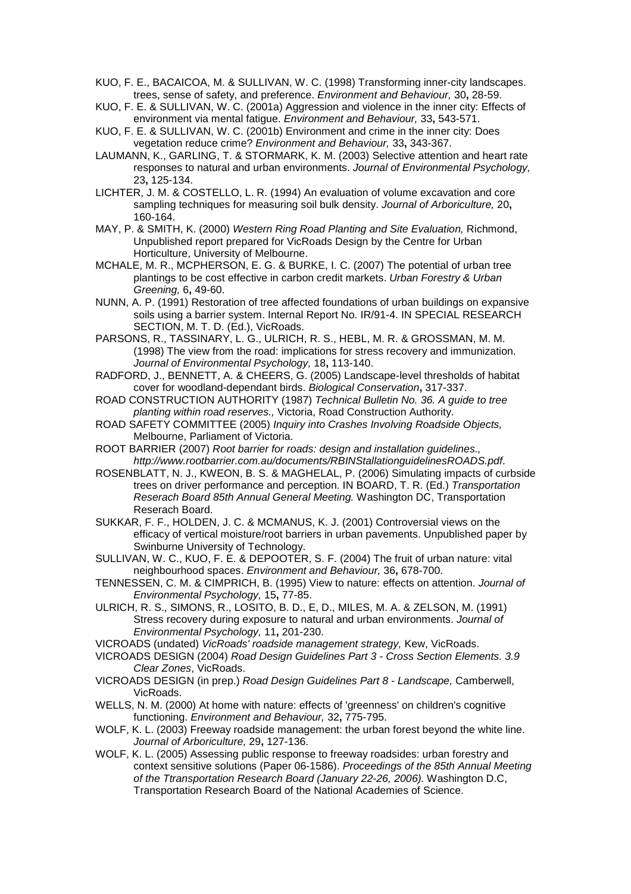KUO, F. E., BACAICOA, M. & SULLIVAN, W. C. (1998) Transforming inner-city landscapes. trees, sense of safety, and preference. *Environment and Behaviour,* 30**,** 28-59.

KUO, F. E. & SULLIVAN, W. C. (2001a) Aggression and violence in the inner city: Effects of environment via mental fatigue. *Environment and Behaviour,* 33**,** 543-571.

KUO, F. E. & SULLIVAN, W. C. (2001b) Environment and crime in the inner city: Does vegetation reduce crime? *Environment and Behaviour,* 33**,** 343-367.

LAUMANN, K., GARLING, T. & STORMARK, K. M. (2003) Selective attention and heart rate responses to natural and urban environments. *Journal of Environmental Psychology,* 23**,** 125-134.

LICHTER, J. M. & COSTELLO, L. R. (1994) An evaluation of volume excavation and core sampling techniques for measuring soil bulk density. *Journal of Arboriculture,* 20**,** 160-164.

MAY, P. & SMITH, K. (2000) *Western Ring Road Planting and Site Evaluation,* Richmond, Unpublished report prepared for VicRoads Design by the Centre for Urban Horticulture, University of Melbourne.

MCHALE, M. R., MCPHERSON, E. G. & BURKE, I. C. (2007) The potential of urban tree plantings to be cost effective in carbon credit markets. *Urban Forestry & Urban Greening,* 6**,** 49-60.

NUNN, A. P. (1991) Restoration of tree affected foundations of urban buildings on expansive soils using a barrier system. Internal Report No. IR/91-4. IN SPECIAL RESEARCH SECTION, M. T. D. (Ed.), VicRoads.

PARSONS, R., TASSINARY, L. G., ULRICH, R. S., HEBL, M. R. & GROSSMAN, M. M. (1998) The view from the road: implications for stress recovery and immunization. *Journal of Environmental Psychology,* 18**,** 113-140.

RADFORD, J., BENNETT, A. & CHEERS, G. (2005) Landscape-level thresholds of habitat cover for woodland-dependant birds. *Biological Conservation***,** 317-337.

ROAD CONSTRUCTION AUTHORITY (1987) *Technical Bulletin No. 36. A guide to tree planting within road reserves.,* Victoria, Road Construction Authority.

ROAD SAFETY COMMITTEE (2005) *Inquiry into Crashes Involving Roadside Objects,* Melbourne, Parliament of Victoria.

ROOT BARRIER (2007) *Root barrier for roads: design and installation guidelines., http://www.rootbarrier.com.au/documents/RBINStallationguidelinesROADS.pdf*.

ROSENBLATT, N. J., KWEON, B. S. & MAGHELAL, P. (2006) Simulating impacts of curbside trees on driver performance and perception. IN BOARD, T. R. (Ed.) *Transportation Reserach Board 85th Annual General Meeting.* Washington DC, Transportation Reserach Board.

SUKKAR, F. F., HOLDEN, J. C. & MCMANUS, K. J. (2001) Controversial views on the efficacy of vertical moisture/root barriers in urban pavements. Unpublished paper by Swinburne University of Technology.

SULLIVAN, W. C., KUO, F. E. & DEPOOTER, S. F. (2004) The fruit of urban nature: vital neighbourhood spaces. *Environment and Behaviour,* 36**,** 678-700.

TENNESSEN, C. M. & CIMPRICH, B. (1995) View to nature: effects on attention. *Journal of Environmental Psychology,* 15**,** 77-85.

ULRICH, R. S., SIMONS, R., LOSITO, B. D., E, D., MILES, M. A. & ZELSON, M. (1991) Stress recovery during exposure to natural and urban environments. *Journal of Environmental Psychology,* 11**,** 201-230.

VICROADS (undated) *VicRoads' roadside management strategy,* Kew, VicRoads.

VICROADS DESIGN (2004) *Road Design Guidelines Part 3 - Cross Section Elements. 3.9 Clear Zones*, VicRoads.

VICROADS DESIGN (in prep.) *Road Design Guidelines Part 8 - Landscape,* Camberwell, VicRoads.

WELLS, N. M. (2000) At home with nature: effects of 'greenness' on children's cognitive functioning. *Environment and Behaviour,* 32**,** 775-795.

WOLF, K. L. (2003) Freeway roadside management: the urban forest beyond the white line. *Journal of Arboriculture,* 29**,** 127-136.

WOLF, K. L. (2005) Assessing public response to freeway roadsides: urban forestry and context sensitive solutions (Paper 06-1586). *Proceedings of the 85th Annual Meeting of the Ttransportation Research Board (January 22-26, 2006).* Washington D.C, Transportation Research Board of the National Academies of Science.